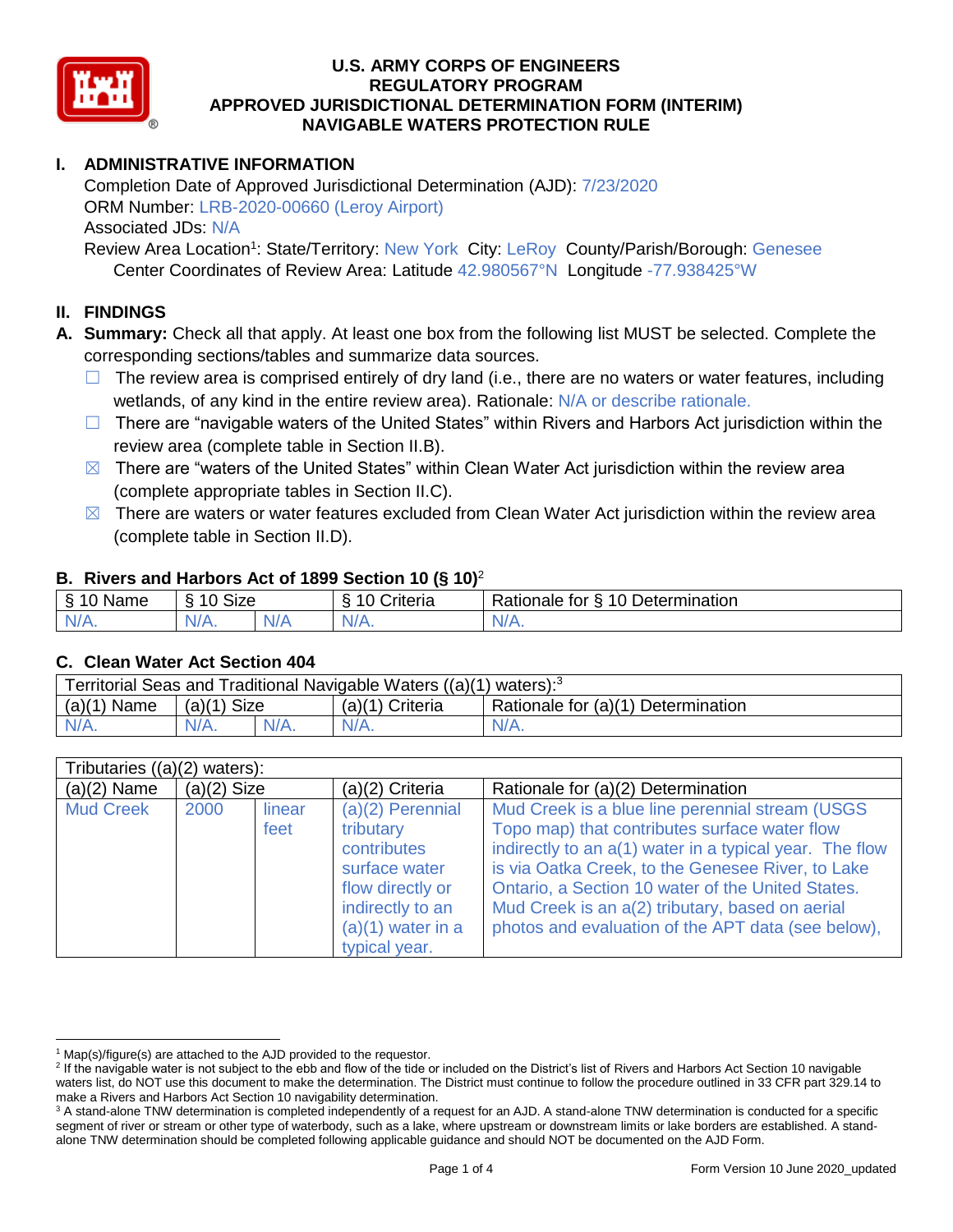# U.S. ARMY CORPS OF ENGINEERS
# REGULATORY PROGRAM
# APPROVED JURISDICTIONAL DETERMINATION FORM (INTERIM)
# NAVIGABLE WATERS PROTECTION RULE

## I. ADMINISTRATIVE INFORMATION

Completion Date of Approved Jurisdictional Determination (AJD): 7/23/2020
ORM Number: LRB-2020-00660 (Leroy Airport)
Associated JDs: N/A
Review Area Location[1]: State/Territory: New York City: LeRoy County/Parish/Borough: Genesee
Center Coordinates of Review Area: Latitude 42.980567°N Longitude -77.938425°W

## II. FINDINGS

**A. Summary:** Check all that apply. At least one box from the following list MUST be selected. Complete the corresponding sections/tables and summarize data sources.

- ☐ The review area is comprised entirely of dry land (i.e., there are no waters or water features, including wetlands, of any kind in the entire review area). Rationale: N/A or describe rationale.
- ☐ There are "navigable waters of the United States" within Rivers and Harbors Act jurisdiction within the review area (complete table in Section II.B).
- ☒ There are "waters of the United States" within Clean Water Act jurisdiction within the review area (complete appropriate tables in Section II.C).
- ☒ There are waters or water features excluded from Clean Water Act jurisdiction within the review area (complete table in Section II.D).

### B. Rivers and Harbors Act of 1899 Section 10 (§ 10)[2]

| § 10 Name | § 10 Size | | § 10 Criteria | Rationale for § 10 Determination |
|---|---|---|---|---|
| N/A. | N/A. | N/A | N/A. | N/A. |

### C. Clean Water Act Section 404

| Territorial Seas and Traditional Navigable Waters ((a)(1) waters):[3] | | | | |
|---|---|---|---|---|
| (a)(1) Name | (a)(1) Size | | (a)(1) Criteria | Rationale for (a)(1) Determination |
| N/A. | N/A. | N/A. | N/A. | N/A. |

| Tributaries ((a)(2) waters): | | | | |
|---|---|---|---|---|
| (a)(2) Name | (a)(2) Size | | (a)(2) Criteria | Rationale for (a)(2) Determination |
| Mud Creek | 2000 | linear feet | (a)(2) Perennial tributary contributes surface water flow directly or indirectly to an (a)(1) water in a typical year. | Mud Creek is a blue line perennial stream (USGS Topo map) that contributes surface water flow indirectly to an a(1) water in a typical year. The flow is via Oatka Creek, to the Genesee River, to Lake Ontario, a Section 10 water of the United States. Mud Creek is an a(2) tributary, based on aerial photos and evaluation of the APT data (see below), |

---

[1] Map(s)/figure(s) are attached to the AJD provided to the requestor.
[2] If the navigable water is not subject to the ebb and flow of the tide or included on the District's list of Rivers and Harbors Act Section 10 navigable waters list, do NOT use this document to make the determination. The District must continue to follow the procedure outlined in 33 CFR part 329.14 to make a Rivers and Harbors Act Section 10 navigability determination.
[3] A stand-alone TNW determination is completed independently of a request for an AJD. A stand-alone TNW determination is conducted for a specific segment of river or stream or other type of waterbody, such as a lake, where upstream or downstream limits or lake borders are established. A stand-alone TNW determination should be completed following applicable guidance and should NOT be documented on the AJD Form.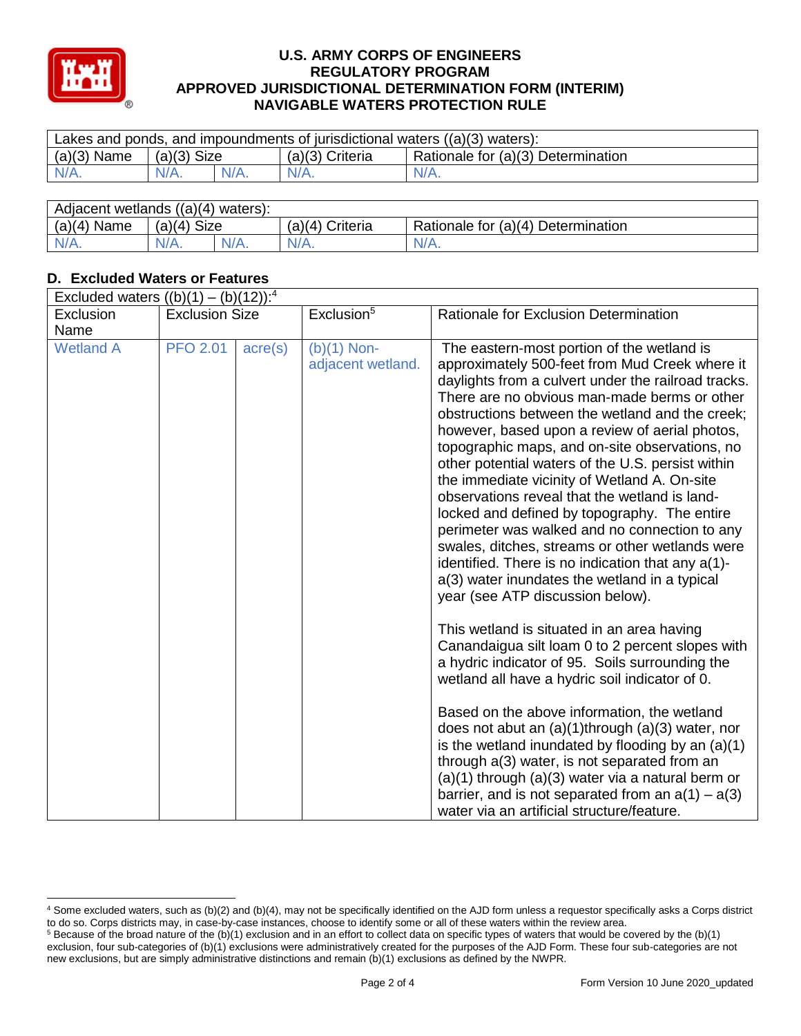| Lakes and ponds, and impoundments of jurisdictional waters ((a)(3) waters): | | | | |
|---|---|---|---|---|
| (a)(3) Name | (a)(3) Size | | (a)(3) Criteria | Rationale for (a)(3) Determination |
| N/A. | N/A. | N/A. | N/A. | N/A. |

| Adjacent wetlands ((a)(4) waters): | | | | |
|---|---|---|---|---|
| (a)(4) Name | (a)(4) Size | | (a)(4) Criteria | Rationale for (a)(4) Determination |
| N/A. | N/A. | N/A. | N/A. | N/A. |

## D. Excluded Waters or Features

| Excluded waters ((b)(1) – (b)(12)):[4] | | | | |
|---|---|---|---|---|
| Exclusion Name | Exclusion Size | | Exclusion[5] | Rationale for Exclusion Determination |
| Wetland A | PFO 2.01 | acre(s) | (b)(1) Non-adjacent wetland. | The eastern-most portion of the wetland is approximately 500-feet from Mud Creek where it daylights from a culvert under the railroad tracks. There are no obvious man-made berms or other obstructions between the wetland and the creek; however, based upon a review of aerial photos, topographic maps, and on-site observations, no other potential waters of the U.S. persist within the immediate vicinity of Wetland A. On-site observations reveal that the wetland is land-locked and defined by topography. The entire perimeter was walked and no connection to any swales, ditches, streams or other wetlands were identified. There is no indication that any a(1)-a(3) water inundates the wetland in a typical year (see ATP discussion below).<br><br>This wetland is situated in an area having Canandaigua silt loam 0 to 2 percent slopes with a hydric indicator of 95. Soils surrounding the wetland all have a hydric soil indicator of 0.<br><br>Based on the above information, the wetland does not abut an (a)(1)through (a)(3) water, nor is the wetland inundated by flooding by an (a)(1) through a(3) water, is not separated from an (a)(1) through (a)(3) water via a natural berm or barrier, and is not separated from an a(1) – a(3) water via an artificial structure/feature. |

[4] Some excluded waters, such as (b)(2) and (b)(4), may not be specifically identified on the AJD form unless a requestor specifically asks a Corps district to do so. Corps districts may, in case-by-case instances, choose to identify some or all of these waters within the review area.

[5] Because of the broad nature of the (b)(1) exclusion and in an effort to collect data on specific types of waters that would be covered by the (b)(1) exclusion, four sub-categories of (b)(1) exclusions were administratively created for the purposes of the AJD Form. These four sub-categories are not new exclusions, but are simply administrative distinctions and remain (b)(1) exclusions as defined by the NWPR.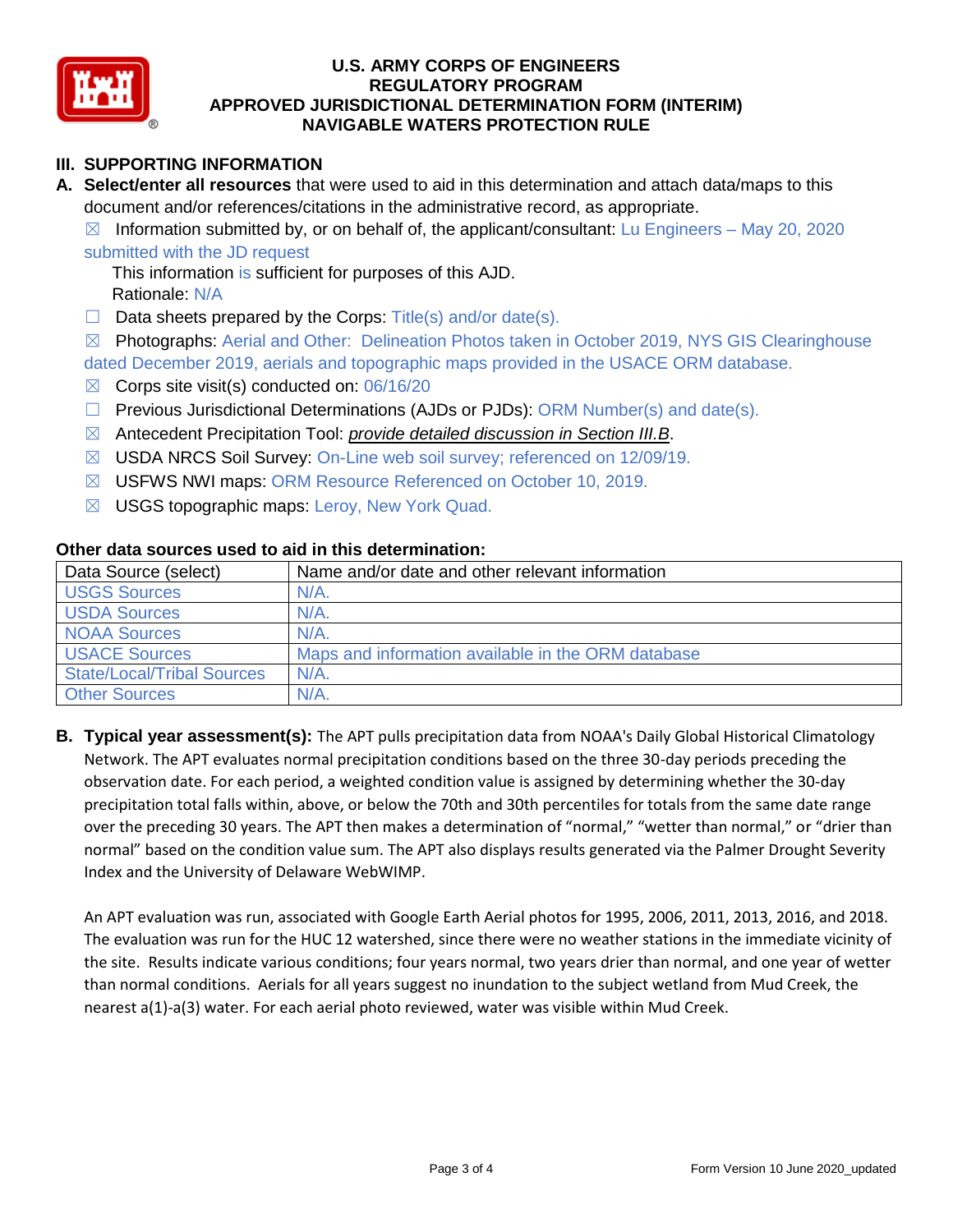**U.S. ARMY CORPS OF ENGINEERS**
**REGULATORY PROGRAM**
**APPROVED JURISDICTIONAL DETERMINATION FORM (INTERIM)**
**NAVIGABLE WATERS PROTECTION RULE**

## III. SUPPORTING INFORMATION

**A. Select/enter all resources** that were used to aid in this determination and attach data/maps to this document and/or references/citations in the administrative record, as appropriate.

☒ Information submitted by, or on behalf of, the applicant/consultant: Lu Engineers – May 20, 2020 submitted with the JD request

This information is sufficient for purposes of this AJD.
Rationale: N/A

☐ Data sheets prepared by the Corps: Title(s) and/or date(s).

☒ Photographs: Aerial and Other: Delineation Photos taken in October 2019, NYS GIS Clearinghouse dated December 2019, aerials and topographic maps provided in the USACE ORM database.

☒ Corps site visit(s) conducted on: 06/16/20

☐ Previous Jurisdictional Determinations (AJDs or PJDs): ORM Number(s) and date(s).

☒ Antecedent Precipitation Tool: *provide detailed discussion in Section III.B*.

☒ USDA NRCS Soil Survey: On-Line web soil survey; referenced on 12/09/19.

☒ USFWS NWI maps: ORM Resource Referenced on October 10, 2019.

☒ USGS topographic maps: Leroy, New York Quad.

**Other data sources used to aid in this determination:**

| Data Source (select) | Name and/or date and other relevant information |
|---|---|
| USGS Sources | N/A. |
| USDA Sources | N/A. |
| NOAA Sources | N/A. |
| USACE Sources | Maps and information available in the ORM database |
| State/Local/Tribal Sources | N/A. |
| Other Sources | N/A. |

**B. Typical year assessment(s):** The APT pulls precipitation data from NOAA's Daily Global Historical Climatology Network. The APT evaluates normal precipitation conditions based on the three 30-day periods preceding the observation date. For each period, a weighted condition value is assigned by determining whether the 30-day precipitation total falls within, above, or below the 70th and 30th percentiles for totals from the same date range over the preceding 30 years. The APT then makes a determination of "normal," "wetter than normal," or "drier than normal" based on the condition value sum. The APT also displays results generated via the Palmer Drought Severity Index and the University of Delaware WebWIMP.

An APT evaluation was run, associated with Google Earth Aerial photos for 1995, 2006, 2011, 2013, 2016, and 2018. The evaluation was run for the HUC 12 watershed, since there were no weather stations in the immediate vicinity of the site. Results indicate various conditions; four years normal, two years drier than normal, and one year of wetter than normal conditions. Aerials for all years suggest no inundation to the subject wetland from Mud Creek, the nearest a(1)-a(3) water. For each aerial photo reviewed, water was visible within Mud Creek.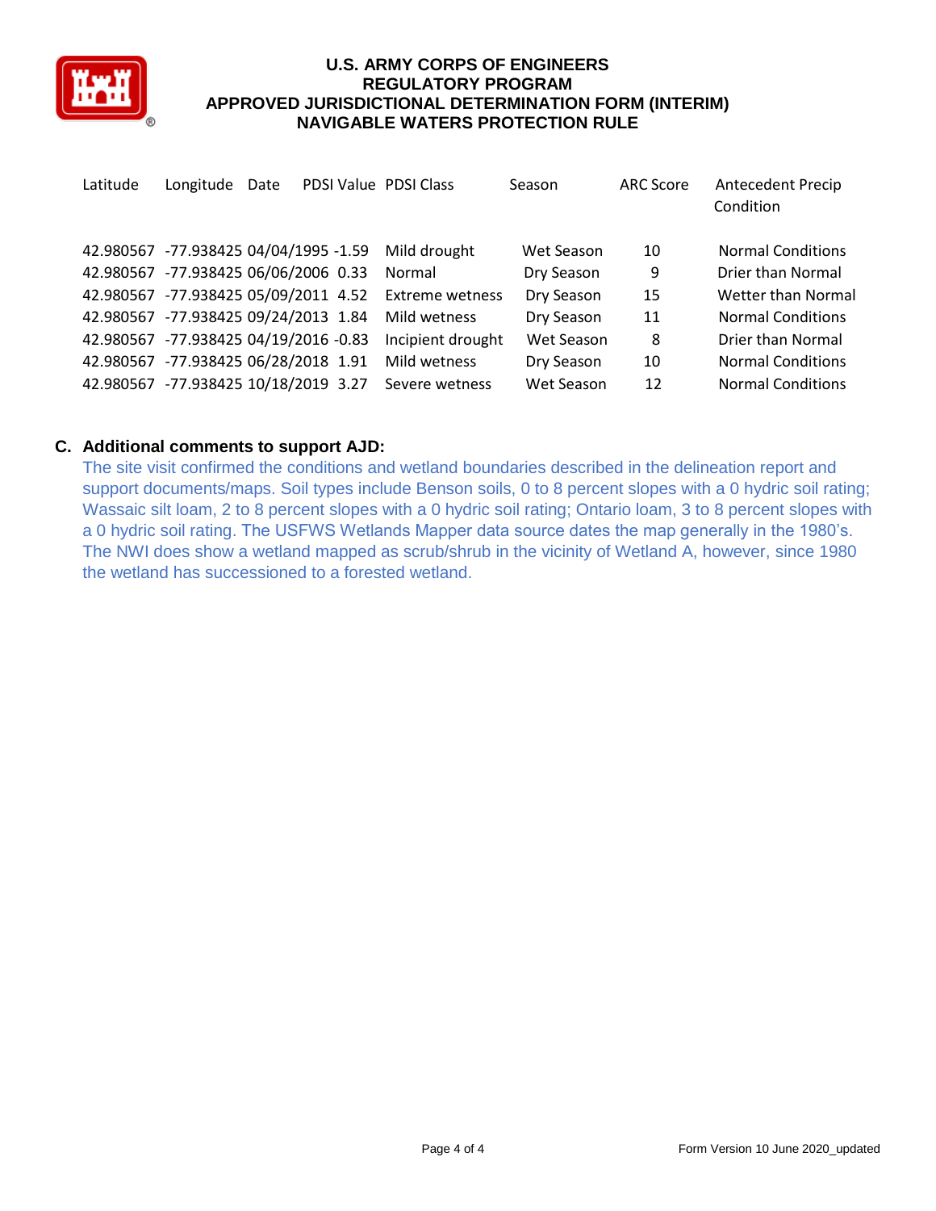# U.S. ARMY CORPS OF ENGINEERS
# REGULATORY PROGRAM
# APPROVED JURISDICTIONAL DETERMINATION FORM (INTERIM)
# NAVIGABLE WATERS PROTECTION RULE

| Latitude | Longitude | Date | PDSI Value | PDSI Class | Season | ARC Score | Antecedent Precip Condition |
|---|---|---|---|---|---|---|---|
| 42.980567 | -77.938425 | 04/04/1995 | -1.59 | Mild drought | Wet Season | 10 | Normal Conditions |
| 42.980567 | -77.938425 | 06/06/2006 | 0.33 | Normal | Dry Season | 9 | Drier than Normal |
| 42.980567 | -77.938425 | 05/09/2011 | 4.52 | Extreme wetness | Dry Season | 15 | Wetter than Normal |
| 42.980567 | -77.938425 | 09/24/2013 | 1.84 | Mild wetness | Dry Season | 11 | Normal Conditions |
| 42.980567 | -77.938425 | 04/19/2016 | -0.83 | Incipient drought | Wet Season | 8 | Drier than Normal |
| 42.980567 | -77.938425 | 06/28/2018 | 1.91 | Mild wetness | Dry Season | 10 | Normal Conditions |
| 42.980567 | -77.938425 | 10/18/2019 | 3.27 | Severe wetness | Wet Season | 12 | Normal Conditions |

## C. Additional comments to support AJD:

The site visit confirmed the conditions and wetland boundaries described in the delineation report and support documents/maps. Soil types include Benson soils, 0 to 8 percent slopes with a 0 hydric soil rating; Wassaic silt loam, 2 to 8 percent slopes with a 0 hydric soil rating; Ontario loam, 3 to 8 percent slopes with a 0 hydric soil rating. The USFWS Wetlands Mapper data source dates the map generally in the 1980's. The NWI does show a wetland mapped as scrub/shrub in the vicinity of Wetland A, however, since 1980 the wetland has successioned to a forested wetland.